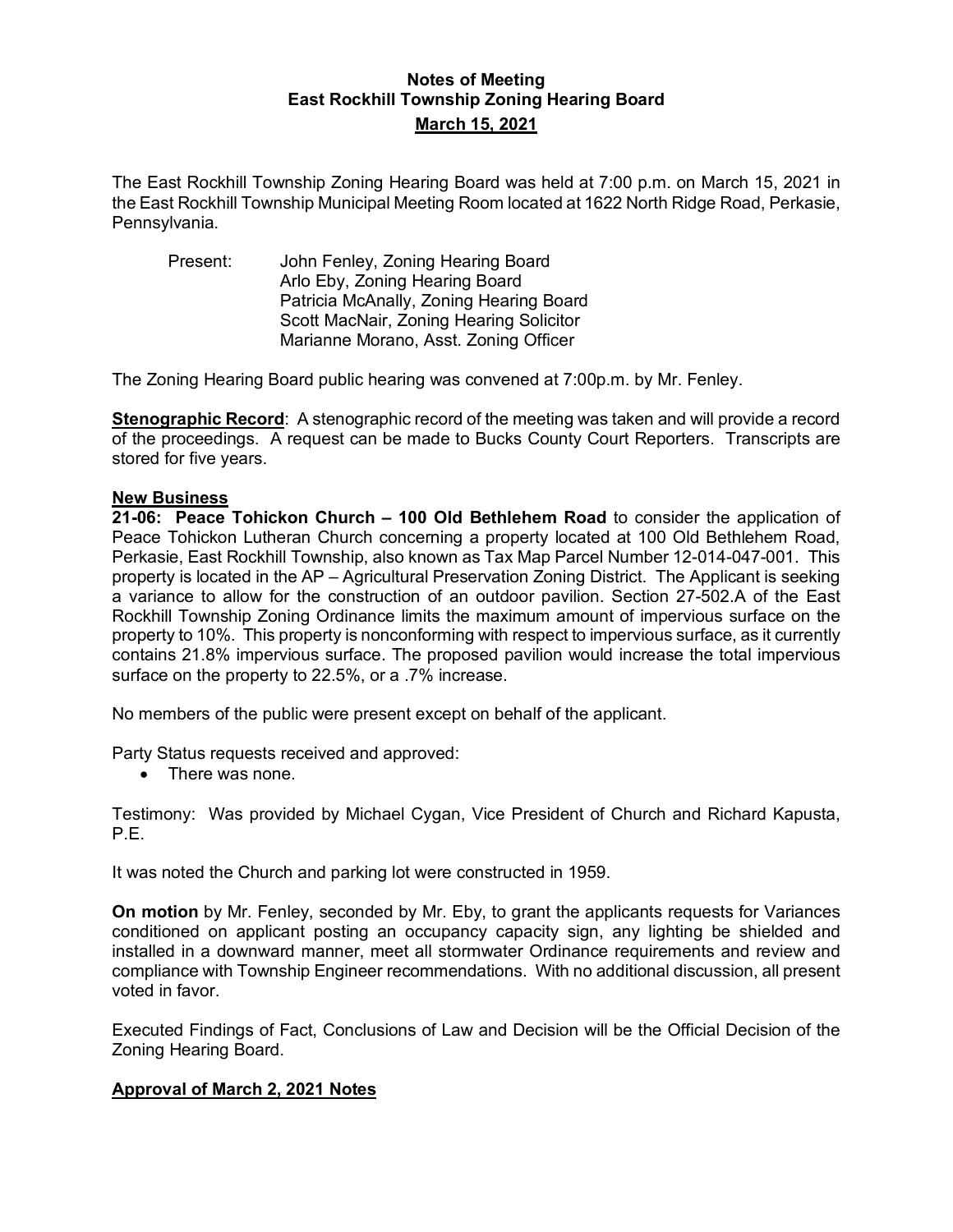# Notes of Meeting
# East Rockhill Township Zoning Hearing Board
## March 15, 2021

The East Rockhill Township Zoning Hearing Board was held at 7:00 p.m. on March 15, 2021 in the East Rockhill Township Municipal Meeting Room located at 1622 North Ridge Road, Perkasie, Pennsylvania.

Present:
- John Fenley, Zoning Hearing Board
- Arlo Eby, Zoning Hearing Board
- Patricia McAnally, Zoning Hearing Board
- Scott MacNair, Zoning Hearing Solicitor
- Marianne Morano, Asst. Zoning Officer

The Zoning Hearing Board public hearing was convened at 7:00p.m. by Mr. Fenley.

**Stenographic Record**: A stenographic record of the meeting was taken and will provide a record of the proceedings. A request can be made to Bucks County Court Reporters. Transcripts are stored for five years.

**New Business**

**21-06: Peace Tohickon Church – 100 Old Bethlehem Road** to consider the application of Peace Tohickon Lutheran Church concerning a property located at 100 Old Bethlehem Road, Perkasie, East Rockhill Township, also known as Tax Map Parcel Number 12-014-047-001. This property is located in the AP – Agricultural Preservation Zoning District. The Applicant is seeking a variance to allow for the construction of an outdoor pavilion. Section 27-502.A of the East Rockhill Township Zoning Ordinance limits the maximum amount of impervious surface on the property to 10%. This property is nonconforming with respect to impervious surface, as it currently contains 21.8% impervious surface. The proposed pavilion would increase the total impervious surface on the property to 22.5%, or a .7% increase.

No members of the public were present except on behalf of the applicant.

Party Status requests received and approved:

- There was none.

Testimony: Was provided by Michael Cygan, Vice President of Church and Richard Kapusta, P.E.

It was noted the Church and parking lot were constructed in 1959.

**On motion** by Mr. Fenley, seconded by Mr. Eby, to grant the applicants requests for Variances conditioned on applicant posting an occupancy capacity sign, any lighting be shielded and installed in a downward manner, meet all stormwater Ordinance requirements and review and compliance with Township Engineer recommendations. With no additional discussion, all present voted in favor.

Executed Findings of Fact, Conclusions of Law and Decision will be the Official Decision of the Zoning Hearing Board.

**Approval of March 2, 2021 Notes**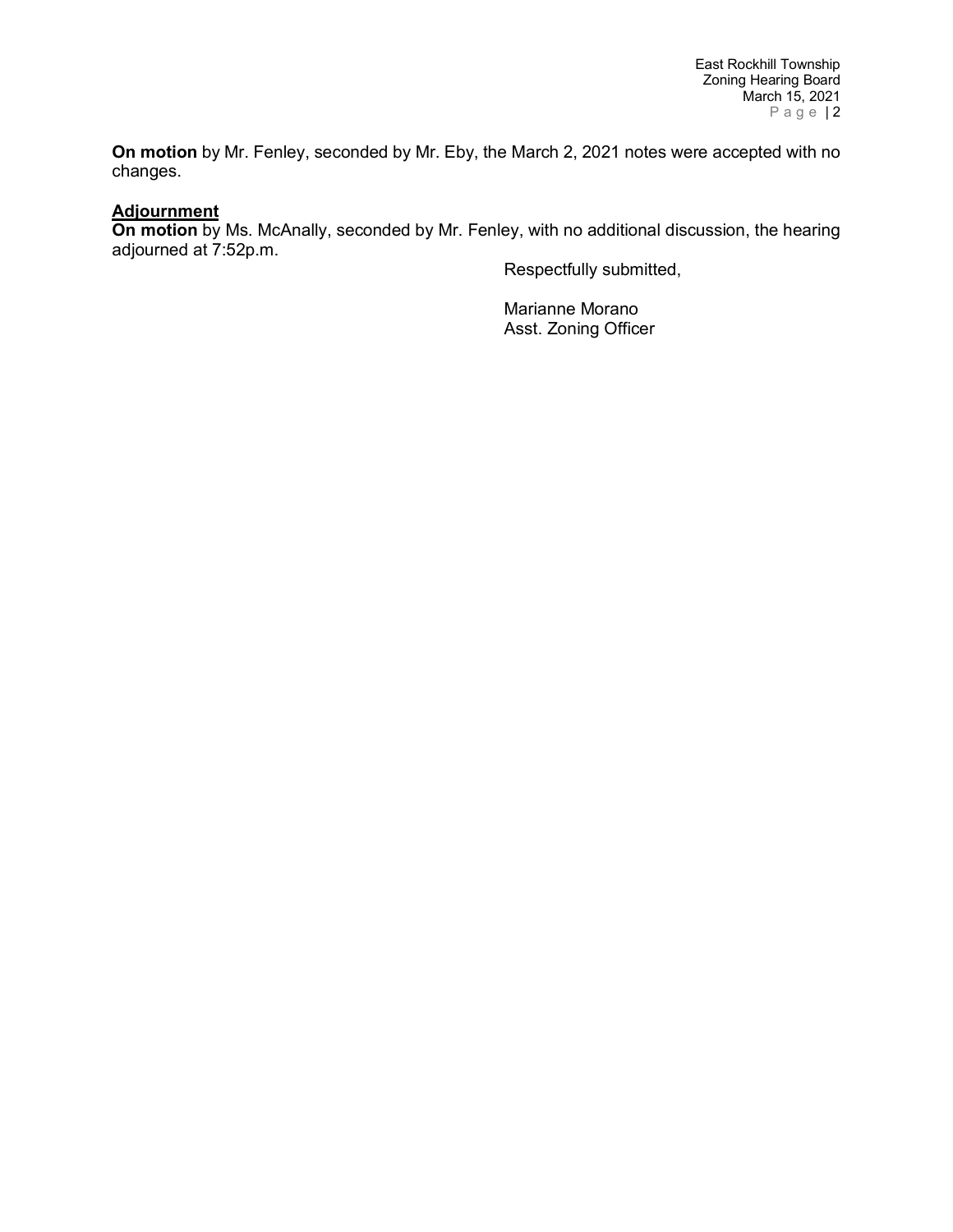**On motion** by Mr. Fenley, seconded by Mr. Eby, the March 2, 2021 notes were accepted with no changes.

**Adjournment**

**On motion** by Ms. McAnally, seconded by Mr. Fenley, with no additional discussion, the hearing adjourned at 7:52p.m.

Respectfully submitted,

Marianne Morano
Asst. Zoning Officer